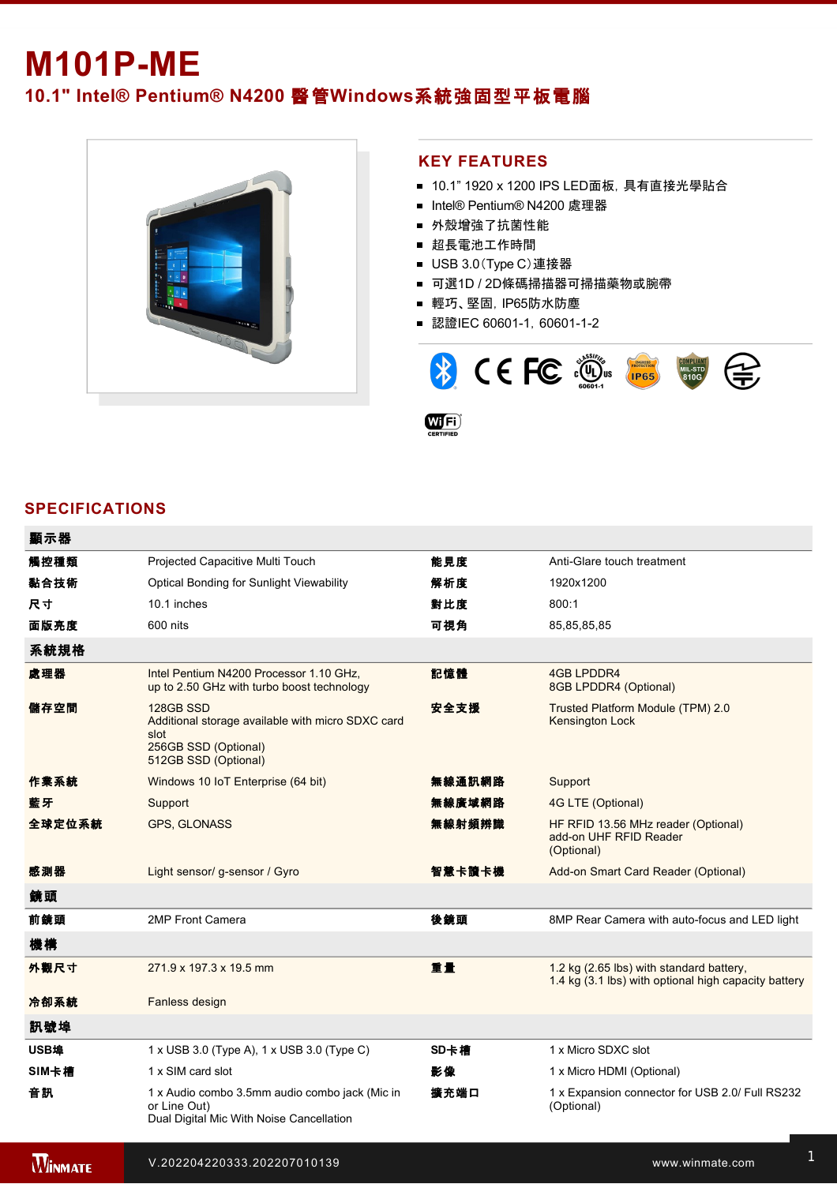# M101P-ME

## 10.1" Intel® Pentium® N4200 醫管Windows系統強固型平板電腦

## KEY FEATURES

- 10.1" 1920 x 1200 IPS LED面板，具有直接光學貼合
- Intel® Pentium® N4200 處理器
- 外殼增強了抗菌性能
- 超長電池工作時間
- USB 3.0（Type C）連接器
- 可選1D / 2D條碼掃描器可掃描藥物或腕帶
- 輕巧、堅固，IP65防水防塵
- 認證IEC 60601-1，60601-1-2

## SPECIFICATIONS

| | | | |
|---|---|---|---|
| **顯示器** | | | |
| 觸控種類 | Projected Capacitive Multi Touch | 能見度 | Anti-Glare touch treatment |
| 黏合技術 | Optical Bonding for Sunlight Viewability | 解析度 | 1920x1200 |
| 尺寸 | 10.1 inches | 對比度 | 800:1 |
| 面版亮度 | 600 nits | 可視角 | 85,85,85,85 |
| **系統規格** | | | |
| 處理器 | Intel Pentium N4200 Processor 1.10 GHz, up to 2.50 GHz with turbo boost technology | 記憶體 | 4GB LPDDR4<br>8GB LPDDR4 (Optional) |
| 儲存空間 | 128GB SSD<br>Additional storage available with micro SDXC card slot<br>256GB SSD (Optional)<br>512GB SSD (Optional) | 安全支援 | Trusted Platform Module (TPM) 2.0<br>Kensington Lock |
| 作業系統 | Windows 10 IoT Enterprise (64 bit) | 無線通訊網路 | Support |
| 藍牙 | Support | 無線廣域網路 | 4G LTE (Optional) |
| 全球定位系統 | GPS, GLONASS | 無線射頻辨識 | HF RFID 13.56 MHz reader (Optional)<br>add-on UHF RFID Reader (Optional) |
| 感測器 | Light sensor/ g-sensor / Gyro | 智慧卡讀卡機 | Add-on Smart Card Reader (Optional) |
| **鏡頭** | | | |
| 前鏡頭 | 2MP Front Camera | 後鏡頭 | 8MP Rear Camera with auto-focus and LED light |
| **機構** | | | |
| 外觀尺寸 | 271.9 x 197.3 x 19.5 mm | 重量 | 1.2 kg (2.65 lbs) with standard battery,<br>1.4 kg (3.1 lbs) with optional high capacity battery |
| 冷卻系統 | Fanless design | | |
| **訊號埠** | | | |
| USB埠 | 1 x USB 3.0 (Type A), 1 x USB 3.0 (Type C) | SD卡槽 | 1 x Micro SDXC slot |
| SIM卡槽 | 1 x SIM card slot | 影像 | 1 x Micro HDMI (Optional) |
| 音訊 | 1 x Audio combo 3.5mm audio combo jack (Mic in or Line Out)<br>Dual Digital Mic With Noise Cancellation | 擴充端口 | 1 x Expansion connector for USB 2.0/ Full RS232 (Optional) |

V.202204220333.202207010139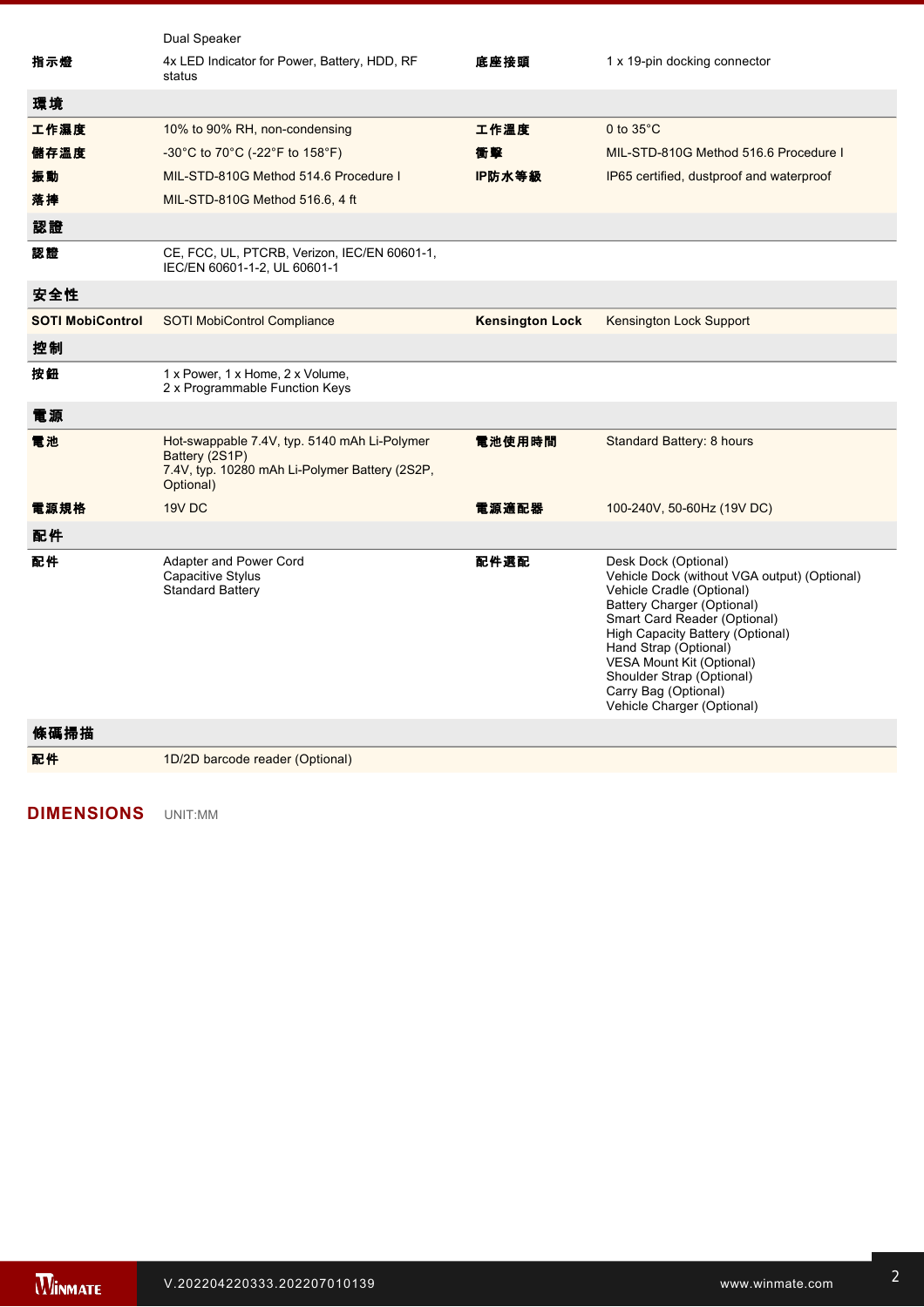| | | | |
|---|---|---|---|
| | Dual Speaker | | |
| 指示燈 | 4x LED Indicator for Power, Battery, HDD, RF status | 底座接頭 | 1 x 19-pin docking connector |
| **環境** | | | |
| 工作濕度 | 10% to 90% RH, non-condensing | 工作溫度 | 0 to 35°C |
| 儲存溫度 | -30°C to 70°C (-22°F to 158°F) | 衝擊 | MIL-STD-810G Method 516.6 Procedure I |
| 振動 | MIL-STD-810G Method 514.6 Procedure I | IP防水等級 | IP65 certified, dustproof and waterproof |
| 落摔 | MIL-STD-810G Method 516.6, 4 ft | | |
| **認證** | | | |
| 認證 | CE, FCC, UL, PTCRB, Verizon, IEC/EN 60601-1, IEC/EN 60601-1-2, UL 60601-1 | | |
| **安全性** | | | |
| SOTI MobiControl | SOTI MobiControl Compliance | Kensington Lock | Kensington Lock Support |
| **控制** | | | |
| 按鈕 | 1 x Power, 1 x Home, 2 x Volume,<br>2 x Programmable Function Keys | | |
| **電源** | | | |
| 電池 | Hot-swappable 7.4V, typ. 5140 mAh Li-Polymer Battery (2S1P)<br>7.4V, typ. 10280 mAh Li-Polymer Battery (2S2P, Optional) | 電池使用時間 | Standard Battery: 8 hours |
| 電源規格 | 19V DC | 電源適配器 | 100-240V, 50-60Hz (19V DC) |
| **配件** | | | |
| 配件 | Adapter and Power Cord<br>Capacitive Stylus<br>Standard Battery | 配件選配 | Desk Dock (Optional)<br>Vehicle Dock (without VGA output) (Optional)<br>Vehicle Cradle (Optional)<br>Battery Charger (Optional)<br>Smart Card Reader (Optional)<br>High Capacity Battery (Optional)<br>Hand Strap (Optional)<br>VESA Mount Kit (Optional)<br>Shoulder Strap (Optional)<br>Carry Bag (Optional)<br>Vehicle Charger (Optional) |
| **條碼掃描** | | | |
| 配件 | 1D/2D barcode reader (Optional) | | |

## DIMENSIONS

UNIT:MM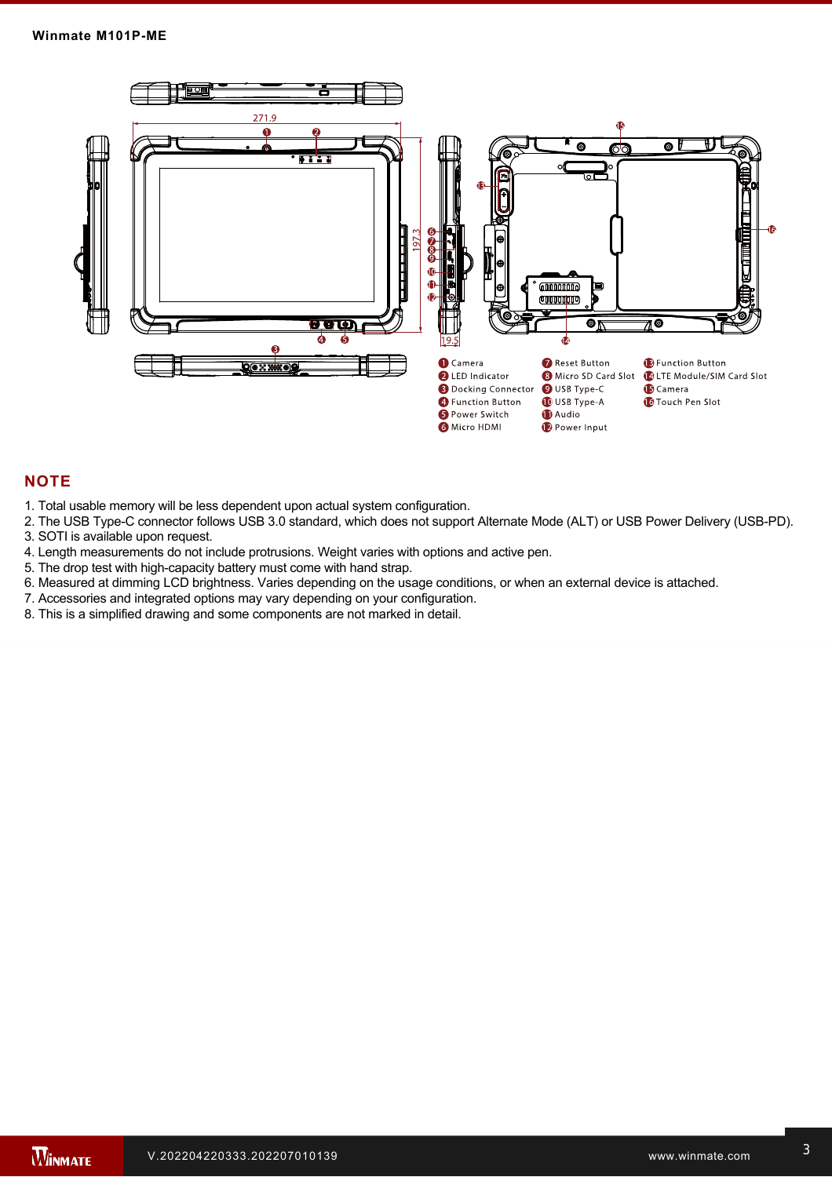**Winmate M101P-ME**

271.9

197.3

19.5

1 Camera
2 LED Indicator
3 Docking Connector
4 Function Button
5 Power Switch
6 Micro HDMI
7 Reset Button
8 Micro SD Card Slot
9 USB Type-C
10 USB Type-A
11 Audio
12 Power Input
13 Function Button
14 LTE Module/SIM Card Slot
15 Camera
16 Touch Pen Slot

## NOTE

1. Total usable memory will be less dependent upon actual system configuration.
2. The USB Type-C connector follows USB 3.0 standard, which does not support Alternate Mode (ALT) or USB Power Delivery (USB-PD).
3. SOTI is available upon request.
4. Length measurements do not include protrusions. Weight varies with options and active pen.
5. The drop test with high-capacity battery must come with hand strap.
6. Measured at dimming LCD brightness. Varies depending on the usage conditions, or when an external device is attached.
7. Accessories and integrated options may vary depending on your configuration.
8. This is a simplified drawing and some components are not marked in detail.